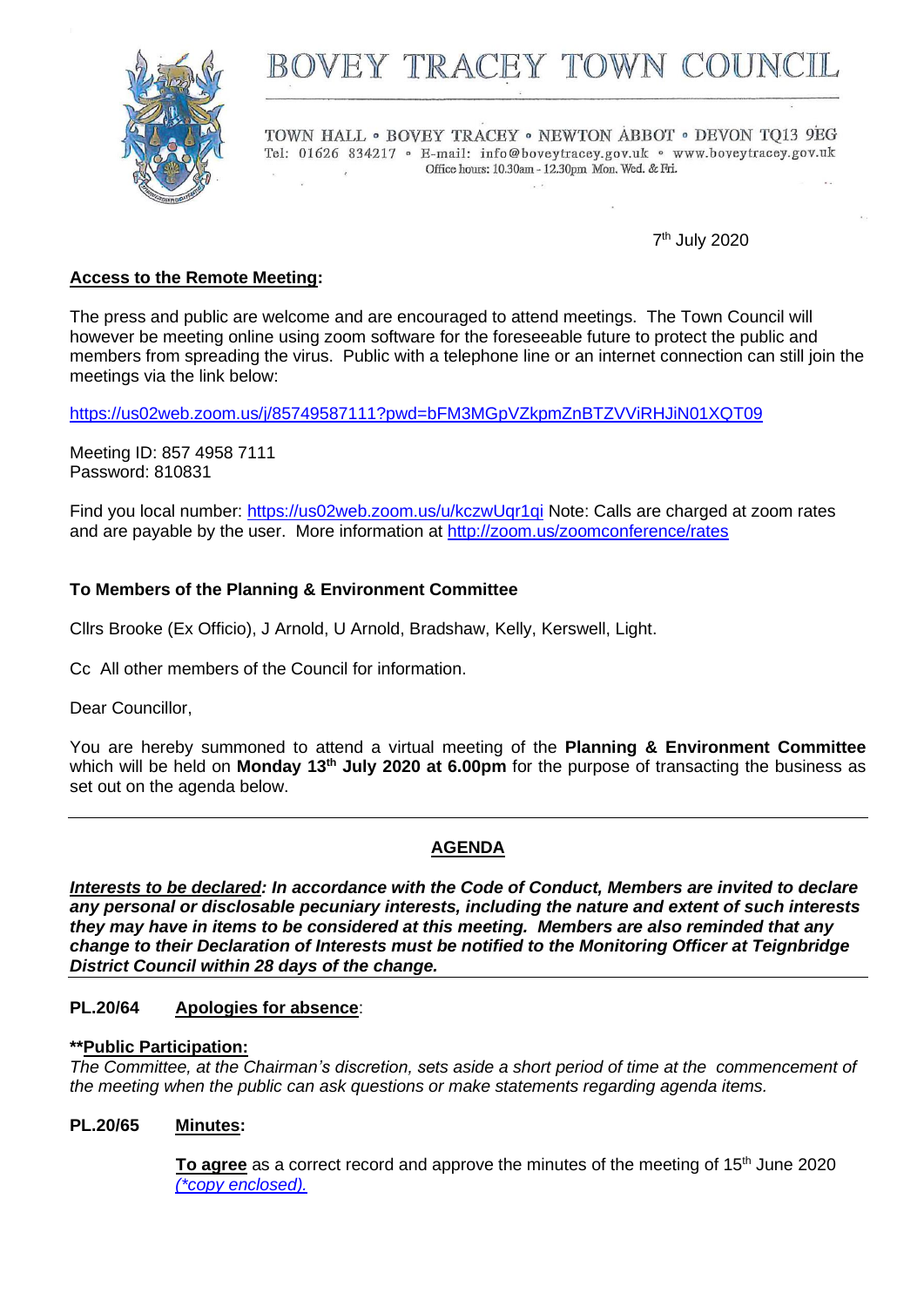# BOVEY TRACEY TOWN COUNCIL

TOWN HALL • BOVEY TRACEY • NEWTON ABBOT • DEVON TQ13 9EG
Tel: 01626 834217 • E-mail: info@boveytracey.gov.uk • www.boveytracey.gov.uk
Office hours: 10.30am - 12.30pm Mon. Wed. & Fri.

7th July 2020

**Access to the Remote Meeting:**

The press and public are welcome and are encouraged to attend meetings. The Town Council will however be meeting online using zoom software for the foreseeable future to protect the public and members from spreading the virus. Public with a telephone line or an internet connection can still join the meetings via the link below:

https://us02web.zoom.us/j/85749587111?pwd=bFM3MGpVZkpmZnBTZVViRHJiN01XQT09

Meeting ID: 857 4958 7111
Password: 810831

Find you local number: https://us02web.zoom.us/u/kczwUqr1qi Note: Calls are charged at zoom rates and are payable by the user. More information at http://zoom.us/zoomconference/rates

**To Members of the Planning & Environment Committee**

Cllrs Brooke (Ex Officio), J Arnold, U Arnold, Bradshaw, Kelly, Kerswell, Light.

Cc All other members of the Council for information.

Dear Councillor,

You are hereby summoned to attend a virtual meeting of the **Planning & Environment Committee** which will be held on **Monday 13th July 2020 at 6.00pm** for the purpose of transacting the business as set out on the agenda below.

---

## AGENDA

***Interests to be declared*: In accordance with the Code of Conduct, Members are invited to declare any personal or disclosable pecuniary interests, including the nature and extent of such interests they may have in items to be considered at this meeting. Members are also reminded that any change to their Declaration of Interests must be notified to the Monitoring Officer at Teignbridge District Council within 28 days of the change.**

---

**PL.20/64 Apologies for absence**:

****Public Participation:**

*The Committee, at the Chairman's discretion, sets aside a short period of time at the commencement of the meeting when the public can ask questions or make statements regarding agenda items.*

**PL.20/65 Minutes:**

**To agree** as a correct record and approve the minutes of the meeting of 15th June 2020 *(\*copy enclosed).*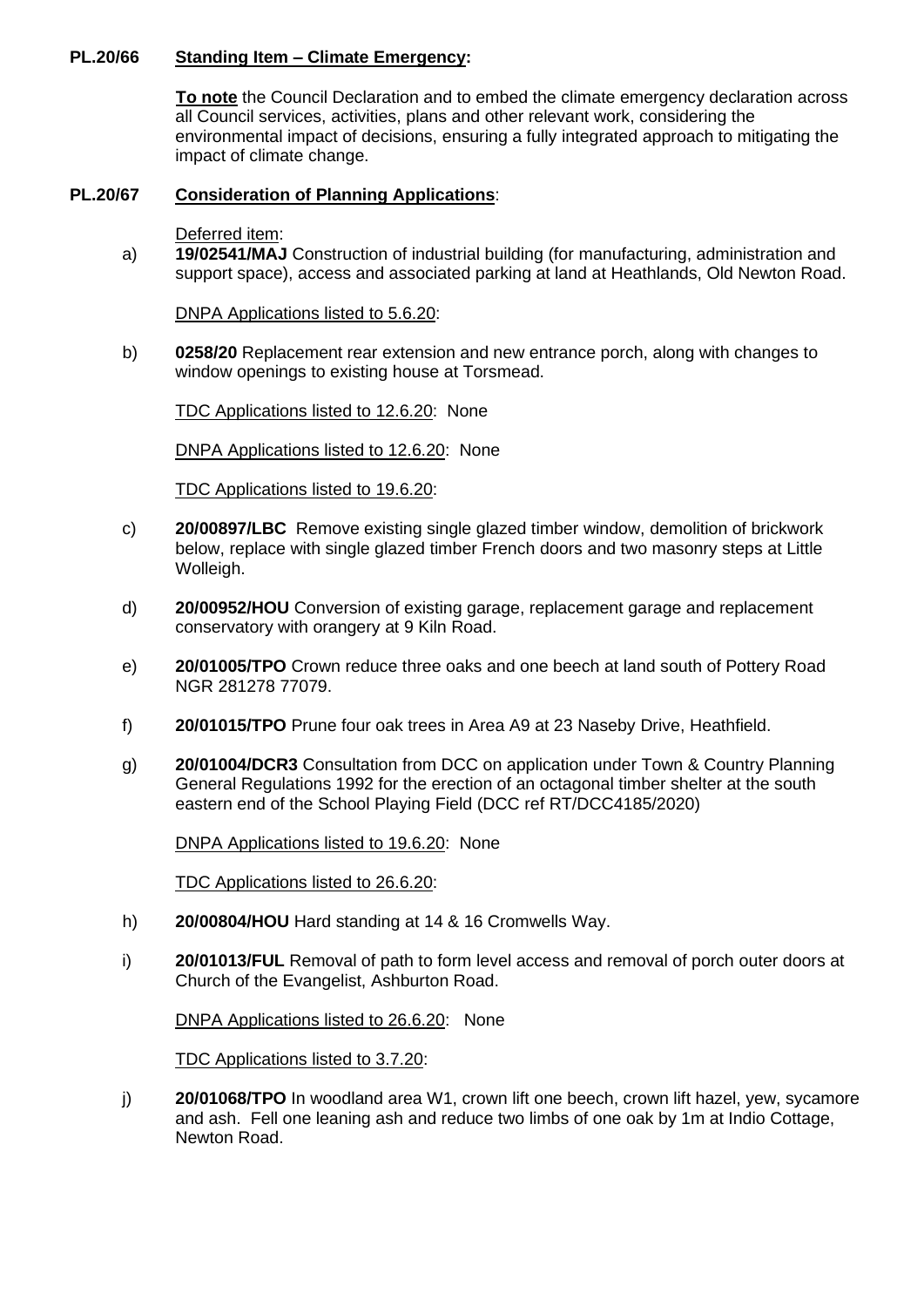**PL.20/66 Standing Item – Climate Emergency:**

**To note** the Council Declaration and to embed the climate emergency declaration across all Council services, activities, plans and other relevant work, considering the environmental impact of decisions, ensuring a fully integrated approach to mitigating the impact of climate change.

**PL.20/67 Consideration of Planning Applications:**

Deferred item:

a) **19/02541/MAJ** Construction of industrial building (for manufacturing, administration and support space), access and associated parking at land at Heathlands, Old Newton Road.

DNPA Applications listed to 5.6.20:

b) **0258/20** Replacement rear extension and new entrance porch, along with changes to window openings to existing house at Torsmead.

TDC Applications listed to 12.6.20: None

DNPA Applications listed to 12.6.20: None

TDC Applications listed to 19.6.20:

c) **20/00897/LBC** Remove existing single glazed timber window, demolition of brickwork below, replace with single glazed timber French doors and two masonry steps at Little Wolleigh.

d) **20/00952/HOU** Conversion of existing garage, replacement garage and replacement conservatory with orangery at 9 Kiln Road.

e) **20/01005/TPO** Crown reduce three oaks and one beech at land south of Pottery Road NGR 281278 77079.

f) **20/01015/TPO** Prune four oak trees in Area A9 at 23 Naseby Drive, Heathfield.

g) **20/01004/DCR3** Consultation from DCC on application under Town & Country Planning General Regulations 1992 for the erection of an octagonal timber shelter at the south eastern end of the School Playing Field (DCC ref RT/DCC4185/2020)

DNPA Applications listed to 19.6.20: None

TDC Applications listed to 26.6.20:

h) **20/00804/HOU** Hard standing at 14 & 16 Cromwells Way.

i) **20/01013/FUL** Removal of path to form level access and removal of porch outer doors at Church of the Evangelist, Ashburton Road.

DNPA Applications listed to 26.6.20: None

TDC Applications listed to 3.7.20:

j) **20/01068/TPO** In woodland area W1, crown lift one beech, crown lift hazel, yew, sycamore and ash. Fell one leaning ash and reduce two limbs of one oak by 1m at Indio Cottage, Newton Road.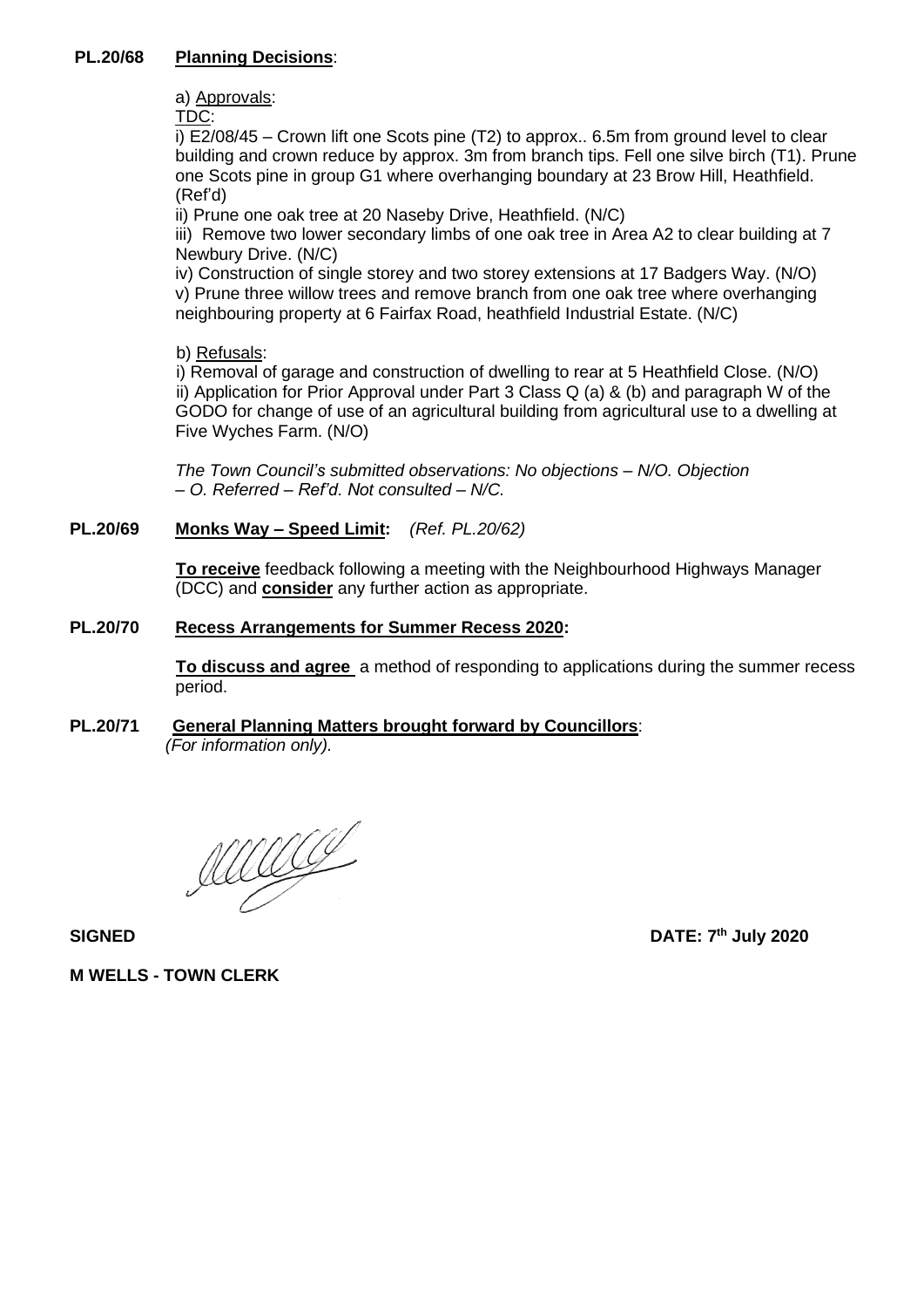**PL.20/68 Planning Decisions**:

a) Approvals:

TDC:

i) E2/08/45 – Crown lift one Scots pine (T2) to approx.. 6.5m from ground level to clear building and crown reduce by approx. 3m from branch tips. Fell one silve birch (T1). Prune one Scots pine in group G1 where overhanging boundary at 23 Brow Hill, Heathfield. (Ref'd)

ii) Prune one oak tree at 20 Naseby Drive, Heathfield. (N/C)

iii) Remove two lower secondary limbs of one oak tree in Area A2 to clear building at 7 Newbury Drive. (N/C)

iv) Construction of single storey and two storey extensions at 17 Badgers Way. (N/O)

v) Prune three willow trees and remove branch from one oak tree where overhanging neighbouring property at 6 Fairfax Road, heathfield Industrial Estate. (N/C)

b) Refusals:

i) Removal of garage and construction of dwelling to rear at 5 Heathfield Close. (N/O)

ii) Application for Prior Approval under Part 3 Class Q (a) & (b) and paragraph W of the GODO for change of use of an agricultural building from agricultural use to a dwelling at Five Wyches Farm. (N/O)

*The Town Council's submitted observations: No objections – N/O. Objection – O. Referred – Ref'd. Not consulted – N/C.*

**PL.20/69 Monks Way – Speed Limit:** *(Ref. PL.20/62)*

**To receive** feedback following a meeting with the Neighbourhood Highways Manager (DCC) and **consider** any further action as appropriate.

**PL.20/70 Recess Arrangements for Summer Recess 2020:**

**To discuss and agree** a method of responding to applications during the summer recess period.

**PL.20/71 General Planning Matters brought forward by Councillors**:

*(For information only).*

**SIGNED** **DATE: 7th July 2020**

**M WELLS - TOWN CLERK**